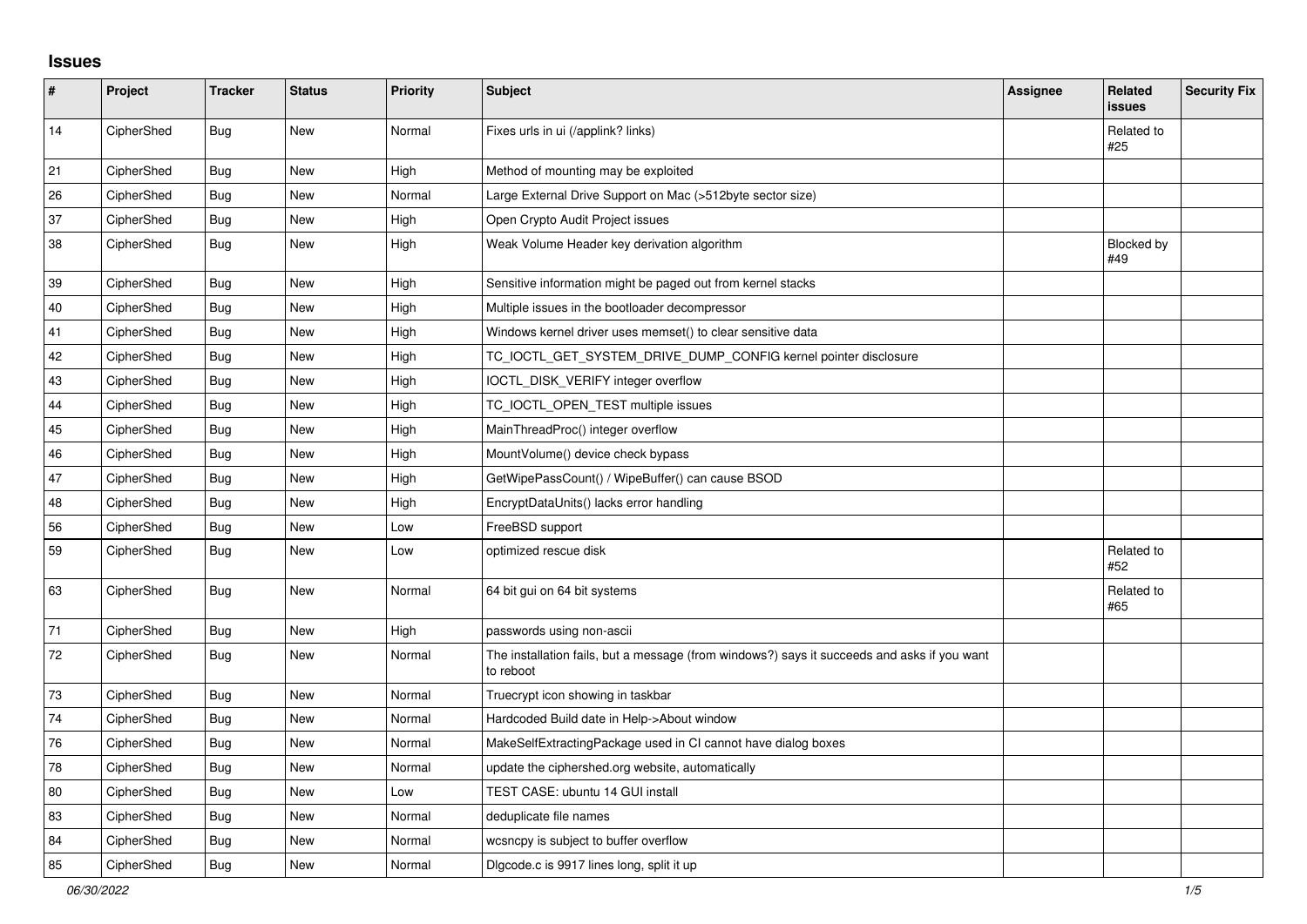# Issues

| # | Project | Tracker | Status | Priority | Subject | Assignee | Related issues | Security Fix |
|---|---|---|---|---|---|---|---|---|
| 14 | CipherShed | Bug | New | Normal | Fixes urls in ui (/applink? links) | | Related to #25 | |
| 21 | CipherShed | Bug | New | High | Method of mounting may be exploited | | | |
| 26 | CipherShed | Bug | New | Normal | Large External Drive Support on Mac (>512byte sector size) | | | |
| 37 | CipherShed | Bug | New | High | Open Crypto Audit Project issues | | | |
| 38 | CipherShed | Bug | New | High | Weak Volume Header key derivation algorithm | | Blocked by #49 | |
| 39 | CipherShed | Bug | New | High | Sensitive information might be paged out from kernel stacks | | | |
| 40 | CipherShed | Bug | New | High | Multiple issues in the bootloader decompressor | | | |
| 41 | CipherShed | Bug | New | High | Windows kernel driver uses memset() to clear sensitive data | | | |
| 42 | CipherShed | Bug | New | High | TC_IOCTL_GET_SYSTEM_DRIVE_DUMP_CONFIG kernel pointer disclosure | | | |
| 43 | CipherShed | Bug | New | High | IOCTL_DISK_VERIFY integer overflow | | | |
| 44 | CipherShed | Bug | New | High | TC_IOCTL_OPEN_TEST multiple issues | | | |
| 45 | CipherShed | Bug | New | High | MainThreadProc() integer overflow | | | |
| 46 | CipherShed | Bug | New | High | MountVolume() device check bypass | | | |
| 47 | CipherShed | Bug | New | High | GetWipePassCount() / WipeBuffer() can cause BSOD | | | |
| 48 | CipherShed | Bug | New | High | EncryptDataUnits() lacks error handling | | | |
| 56 | CipherShed | Bug | New | Low | FreeBSD support | | | |
| 59 | CipherShed | Bug | New | Low | optimized rescue disk | | Related to #52 | |
| 63 | CipherShed | Bug | New | Normal | 64 bit gui on 64 bit systems | | Related to #65 | |
| 71 | CipherShed | Bug | New | High | passwords using non-ascii | | | |
| 72 | CipherShed | Bug | New | Normal | The installation fails, but a message (from windows?) says it succeeds and asks if you want to reboot | | | |
| 73 | CipherShed | Bug | New | Normal | Truecrypt icon showing in taskbar | | | |
| 74 | CipherShed | Bug | New | Normal | Hardcoded Build date in Help->About window | | | |
| 76 | CipherShed | Bug | New | Normal | MakeSelfExtractingPackage used in CI cannot have dialog boxes | | | |
| 78 | CipherShed | Bug | New | Normal | update the ciphershed.org website, automatically | | | |
| 80 | CipherShed | Bug | New | Low | TEST CASE: ubuntu 14 GUI install | | | |
| 83 | CipherShed | Bug | New | Normal | deduplicate file names | | | |
| 84 | CipherShed | Bug | New | Normal | wcsncpy is subject to buffer overflow | | | |
| 85 | CipherShed | Bug | New | Normal | Dlgcode.c is 9917 lines long, split it up | | | |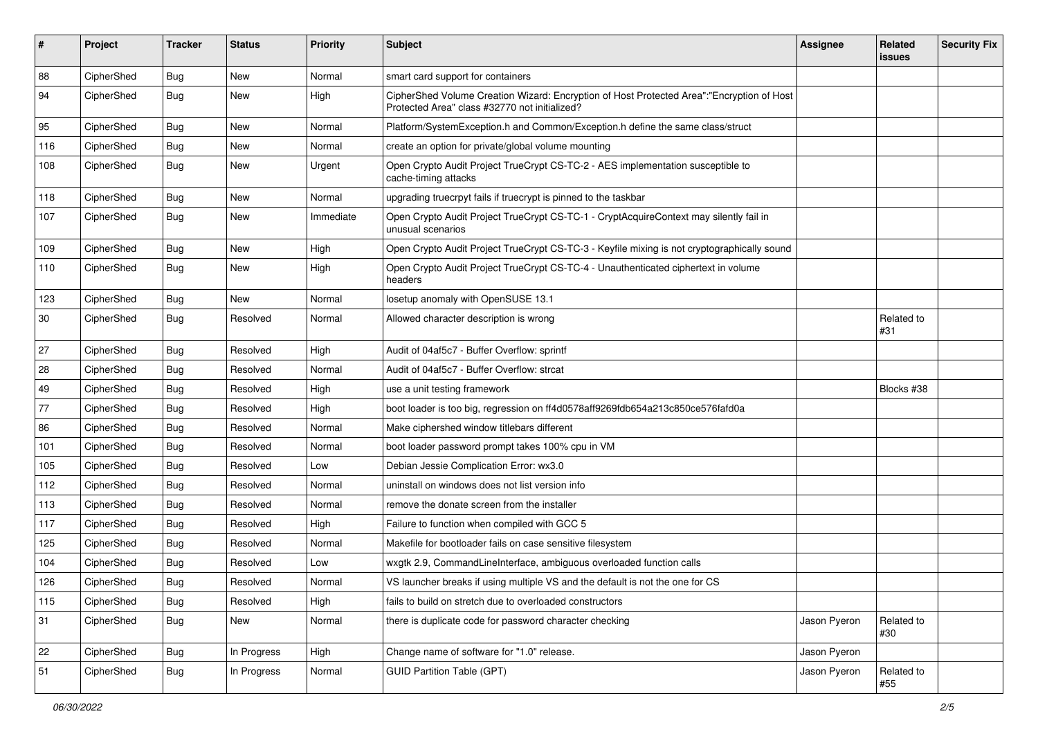| # | Project | Tracker | Status | Priority | Subject | Assignee | Related issues | Security Fix |
|---|---|---|---|---|---|---|---|---|
| 88 | CipherShed | Bug | New | Normal | smart card support for containers | | | |
| 94 | CipherShed | Bug | New | High | CipherShed Volume Creation Wizard: Encryption of Host Protected Area":"Encryption of Host Protected Area" class #32770 not initialized? | | | |
| 95 | CipherShed | Bug | New | Normal | Platform/SystemException.h and Common/Exception.h define the same class/struct | | | |
| 116 | CipherShed | Bug | New | Normal | create an option for private/global volume mounting | | | |
| 108 | CipherShed | Bug | New | Urgent | Open Crypto Audit Project TrueCrypt CS-TC-2 - AES implementation susceptible to cache-timing attacks | | | |
| 118 | CipherShed | Bug | New | Normal | upgrading truecrpyt fails if truecrypt is pinned to the taskbar | | | |
| 107 | CipherShed | Bug | New | Immediate | Open Crypto Audit Project TrueCrypt CS-TC-1 - CryptAcquireContext may silently fail in unusual scenarios | | | |
| 109 | CipherShed | Bug | New | High | Open Crypto Audit Project TrueCrypt CS-TC-3 - Keyfile mixing is not cryptographically sound | | | |
| 110 | CipherShed | Bug | New | High | Open Crypto Audit Project TrueCrypt CS-TC-4 - Unauthenticated ciphertext in volume headers | | | |
| 123 | CipherShed | Bug | New | Normal | losetup anomaly with OpenSUSE 13.1 | | | |
| 30 | CipherShed | Bug | Resolved | Normal | Allowed character description is wrong | | Related to #31 | |
| 27 | CipherShed | Bug | Resolved | High | Audit of 04af5c7 - Buffer Overflow: sprintf | | | |
| 28 | CipherShed | Bug | Resolved | Normal | Audit of 04af5c7 - Buffer Overflow: strcat | | | |
| 49 | CipherShed | Bug | Resolved | High | use a unit testing framework | | Blocks #38 | |
| 77 | CipherShed | Bug | Resolved | High | boot loader is too big, regression on ff4d0578aff9269fdb654a213c850ce576fafd0a | | | |
| 86 | CipherShed | Bug | Resolved | Normal | Make ciphershed window titlebars different | | | |
| 101 | CipherShed | Bug | Resolved | Normal | boot loader password prompt takes 100% cpu in VM | | | |
| 105 | CipherShed | Bug | Resolved | Low | Debian Jessie Complication Error: wx3.0 | | | |
| 112 | CipherShed | Bug | Resolved | Normal | uninstall on windows does not list version info | | | |
| 113 | CipherShed | Bug | Resolved | Normal | remove the donate screen from the installer | | | |
| 117 | CipherShed | Bug | Resolved | High | Failure to function when compiled with GCC 5 | | | |
| 125 | CipherShed | Bug | Resolved | Normal | Makefile for bootloader fails on case sensitive filesystem | | | |
| 104 | CipherShed | Bug | Resolved | Low | wxgtk 2.9, CommandLineInterface, ambiguous overloaded function calls | | | |
| 126 | CipherShed | Bug | Resolved | Normal | VS launcher breaks if using multiple VS and the default is not the one for CS | | | |
| 115 | CipherShed | Bug | Resolved | High | fails to build on stretch due to overloaded constructors | | | |
| 31 | CipherShed | Bug | New | Normal | there is duplicate code for password character checking | Jason Pyeron | Related to #30 | |
| 22 | CipherShed | Bug | In Progress | High | Change name of software for "1.0" release. | Jason Pyeron | | |
| 51 | CipherShed | Bug | In Progress | Normal | GUID Partition Table (GPT) | Jason Pyeron | Related to #55 | |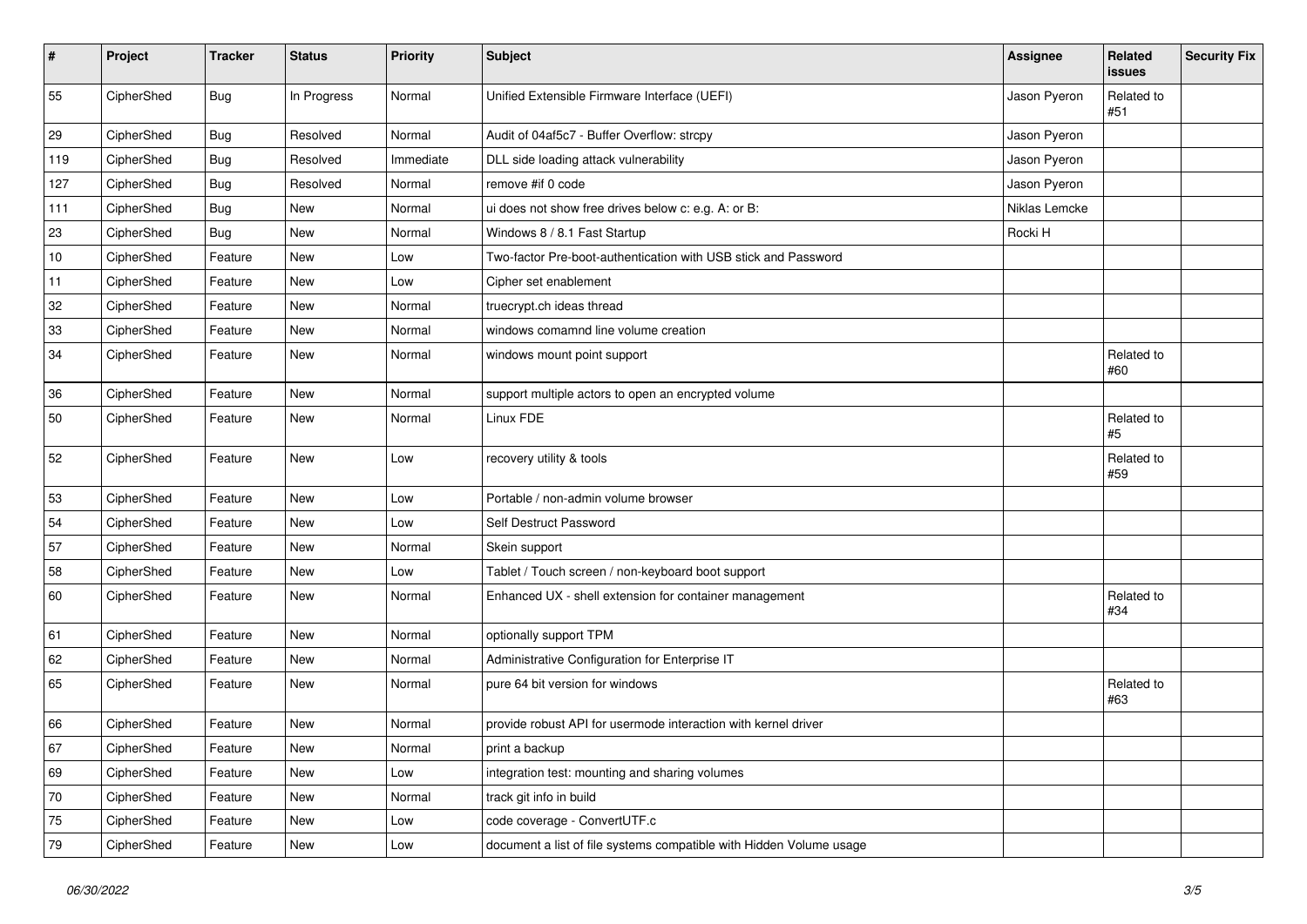| # | Project | Tracker | Status | Priority | Subject | Assignee | Related issues | Security Fix |
|---|---|---|---|---|---|---|---|---|
| 55 | CipherShed | Bug | In Progress | Normal | Unified Extensible Firmware Interface (UEFI) | Jason Pyeron | Related to #51 | |
| 29 | CipherShed | Bug | Resolved | Normal | Audit of 04af5c7 - Buffer Overflow: strcpy | Jason Pyeron | | |
| 119 | CipherShed | Bug | Resolved | Immediate | DLL side loading attack vulnerability | Jason Pyeron | | |
| 127 | CipherShed | Bug | Resolved | Normal | remove #if 0 code | Jason Pyeron | | |
| 111 | CipherShed | Bug | New | Normal | ui does not show free drives below c: e.g. A: or B: | Niklas Lemcke | | |
| 23 | CipherShed | Bug | New | Normal | Windows 8 / 8.1 Fast Startup | Rocki H | | |
| 10 | CipherShed | Feature | New | Low | Two-factor Pre-boot-authentication with USB stick and Password | | | |
| 11 | CipherShed | Feature | New | Low | Cipher set enablement | | | |
| 32 | CipherShed | Feature | New | Normal | truecrypt.ch ideas thread | | | |
| 33 | CipherShed | Feature | New | Normal | windows comamnd line volume creation | | | |
| 34 | CipherShed | Feature | New | Normal | windows mount point support | | Related to #60 | |
| 36 | CipherShed | Feature | New | Normal | support multiple actors to open an encrypted volume | | | |
| 50 | CipherShed | Feature | New | Normal | Linux FDE | | Related to #5 | |
| 52 | CipherShed | Feature | New | Low | recovery utility & tools | | Related to #59 | |
| 53 | CipherShed | Feature | New | Low | Portable / non-admin volume browser | | | |
| 54 | CipherShed | Feature | New | Low | Self Destruct Password | | | |
| 57 | CipherShed | Feature | New | Normal | Skein support | | | |
| 58 | CipherShed | Feature | New | Low | Tablet / Touch screen / non-keyboard boot support | | | |
| 60 | CipherShed | Feature | New | Normal | Enhanced UX - shell extension for container management | | Related to #34 | |
| 61 | CipherShed | Feature | New | Normal | optionally support TPM | | | |
| 62 | CipherShed | Feature | New | Normal | Administrative Configuration for Enterprise IT | | | |
| 65 | CipherShed | Feature | New | Normal | pure 64 bit version for windows | | Related to #63 | |
| 66 | CipherShed | Feature | New | Normal | provide robust API for usermode interaction with kernel driver | | | |
| 67 | CipherShed | Feature | New | Normal | print a backup | | | |
| 69 | CipherShed | Feature | New | Low | integration test: mounting and sharing volumes | | | |
| 70 | CipherShed | Feature | New | Normal | track git info in build | | | |
| 75 | CipherShed | Feature | New | Low | code coverage - ConvertUTF.c | | | |
| 79 | CipherShed | Feature | New | Low | document a list of file systems compatible with Hidden Volume usage | | | |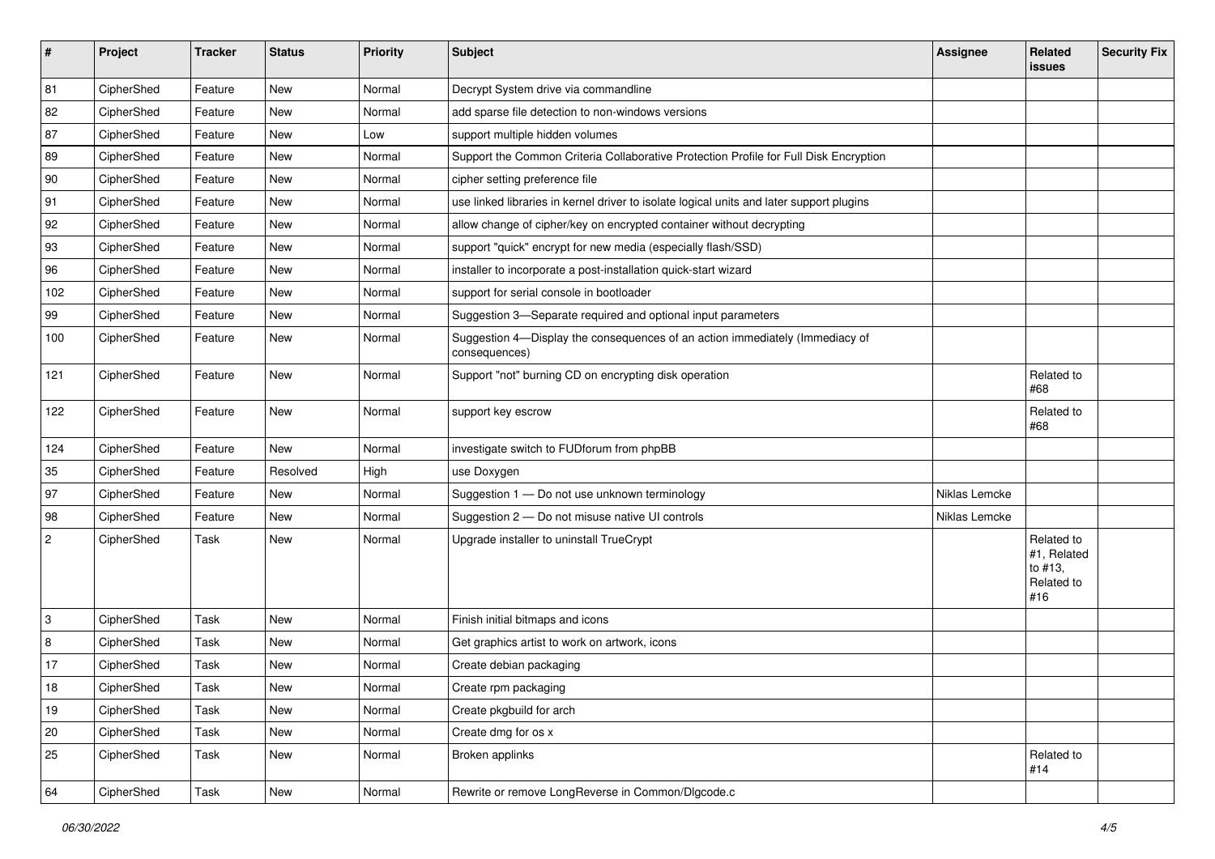| # | Project | Tracker | Status | Priority | Subject | Assignee | Related issues | Security Fix |
|---|---|---|---|---|---|---|---|---|
| 81 | CipherShed | Feature | New | Normal | Decrypt System drive via commandline | | | |
| 82 | CipherShed | Feature | New | Normal | add sparse file detection to non-windows versions | | | |
| 87 | CipherShed | Feature | New | Low | support multiple hidden volumes | | | |
| 89 | CipherShed | Feature | New | Normal | Support the Common Criteria Collaborative Protection Profile for Full Disk Encryption | | | |
| 90 | CipherShed | Feature | New | Normal | cipher setting preference file | | | |
| 91 | CipherShed | Feature | New | Normal | use linked libraries in kernel driver to isolate logical units and later support plugins | | | |
| 92 | CipherShed | Feature | New | Normal | allow change of cipher/key on encrypted container without decrypting | | | |
| 93 | CipherShed | Feature | New | Normal | support "quick" encrypt for new media (especially flash/SSD) | | | |
| 96 | CipherShed | Feature | New | Normal | installer to incorporate a post-installation quick-start wizard | | | |
| 102 | CipherShed | Feature | New | Normal | support for serial console in bootloader | | | |
| 99 | CipherShed | Feature | New | Normal | Suggestion 3—Separate required and optional input parameters | | | |
| 100 | CipherShed | Feature | New | Normal | Suggestion 4—Display the consequences of an action immediately (Immediacy of consequences) | | | |
| 121 | CipherShed | Feature | New | Normal | Support "not" burning CD on encrypting disk operation | | Related to #68 | |
| 122 | CipherShed | Feature | New | Normal | support key escrow | | Related to #68 | |
| 124 | CipherShed | Feature | New | Normal | investigate switch to FUDforum from phpBB | | | |
| 35 | CipherShed | Feature | Resolved | High | use Doxygen | | | |
| 97 | CipherShed | Feature | New | Normal | Suggestion 1 — Do not use unknown terminology | Niklas Lemcke | | |
| 98 | CipherShed | Feature | New | Normal | Suggestion 2 — Do not misuse native UI controls | Niklas Lemcke | | |
| 2 | CipherShed | Task | New | Normal | Upgrade installer to uninstall TrueCrypt | | Related to #1, Related to #13, Related to #16 | |
| 3 | CipherShed | Task | New | Normal | Finish initial bitmaps and icons | | | |
| 8 | CipherShed | Task | New | Normal | Get graphics artist to work on artwork, icons | | | |
| 17 | CipherShed | Task | New | Normal | Create debian packaging | | | |
| 18 | CipherShed | Task | New | Normal | Create rpm packaging | | | |
| 19 | CipherShed | Task | New | Normal | Create pkgbuild for arch | | | |
| 20 | CipherShed | Task | New | Normal | Create dmg for os x | | | |
| 25 | CipherShed | Task | New | Normal | Broken applinks | | Related to #14 | |
| 64 | CipherShed | Task | New | Normal | Rewrite or remove LongReverse in Common/Dlgcode.c | | | |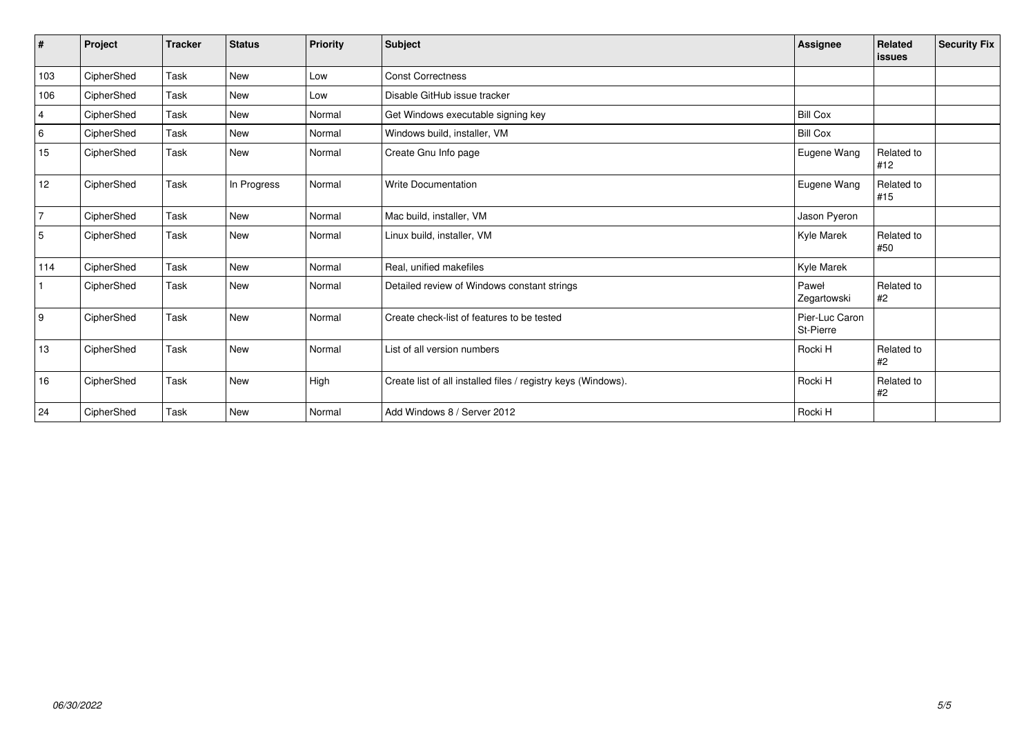| # | Project | Tracker | Status | Priority | Subject | Assignee | Related issues | Security Fix |
|---|---|---|---|---|---|---|---|---|
| 103 | CipherShed | Task | New | Low | Const Correctness | | | |
| 106 | CipherShed | Task | New | Low | Disable GitHub issue tracker | | | |
| 4 | CipherShed | Task | New | Normal | Get Windows executable signing key | Bill Cox | | |
| 6 | CipherShed | Task | New | Normal | Windows build, installer, VM | Bill Cox | | |
| 15 | CipherShed | Task | New | Normal | Create Gnu Info page | Eugene Wang | Related to #12 | |
| 12 | CipherShed | Task | In Progress | Normal | Write Documentation | Eugene Wang | Related to #15 | |
| 7 | CipherShed | Task | New | Normal | Mac build, installer, VM | Jason Pyeron | | |
| 5 | CipherShed | Task | New | Normal | Linux build, installer, VM | Kyle Marek | Related to #50 | |
| 114 | CipherShed | Task | New | Normal | Real, unified makefiles | Kyle Marek | | |
| 1 | CipherShed | Task | New | Normal | Detailed review of Windows constant strings | Paweł Zegartowski | Related to #2 | |
| 9 | CipherShed | Task | New | Normal | Create check-list of features to be tested | Pier-Luc Caron St-Pierre | | |
| 13 | CipherShed | Task | New | Normal | List of all version numbers | Rocki H | Related to #2 | |
| 16 | CipherShed | Task | New | High | Create list of all installed files / registry keys (Windows). | Rocki H | Related to #2 | |
| 24 | CipherShed | Task | New | Normal | Add Windows 8 / Server 2012 | Rocki H | | |

*06/30/2022*